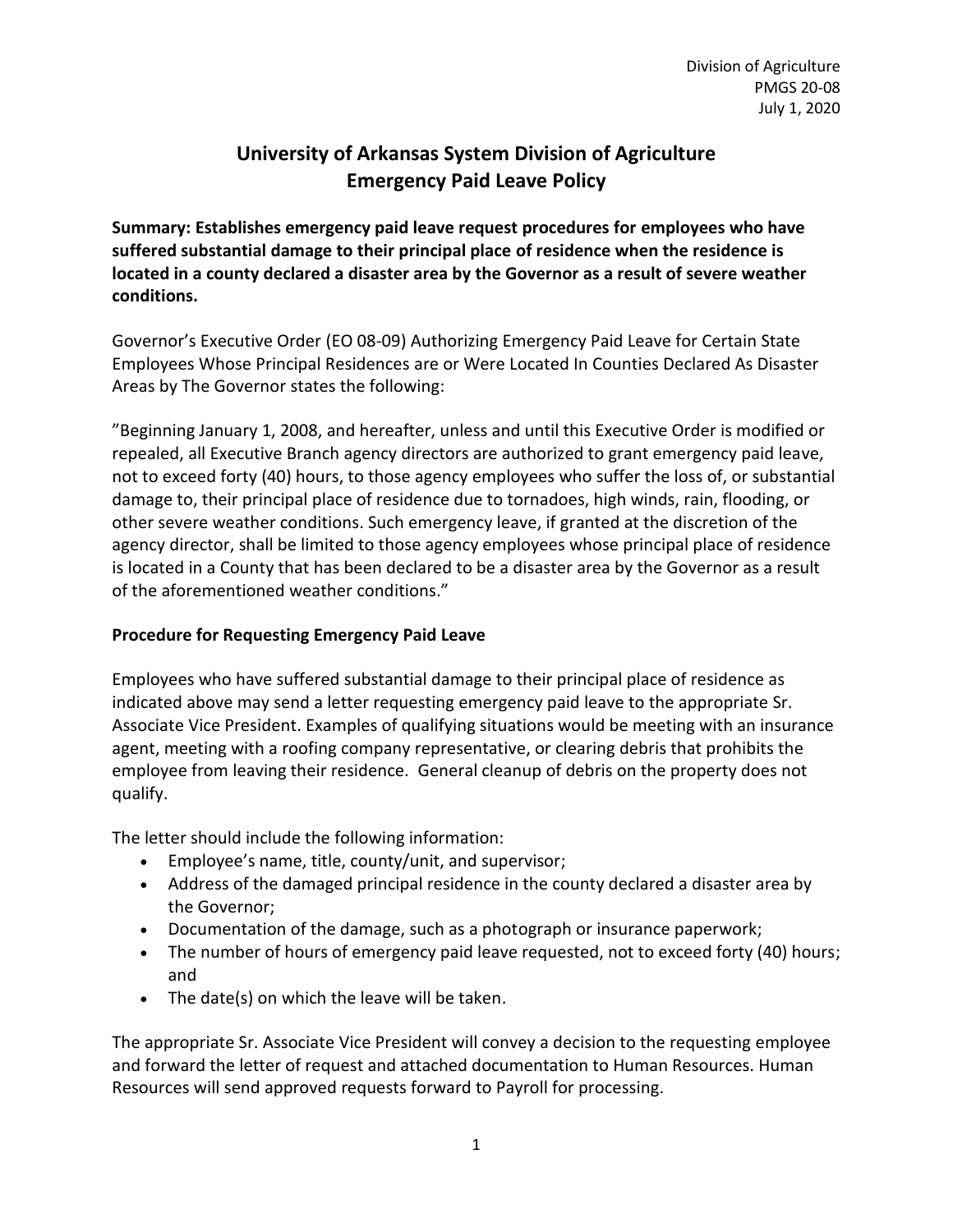Division of Agriculture
PMGS 20-08
July 1, 2020

# University of Arkansas System Division of Agriculture Emergency Paid Leave Policy

**Summary: Establishes emergency paid leave request procedures for employees who have suffered substantial damage to their principal place of residence when the residence is located in a county declared a disaster area by the Governor as a result of severe weather conditions.**

Governor's Executive Order (EO 08-09) Authorizing Emergency Paid Leave for Certain State Employees Whose Principal Residences are or Were Located In Counties Declared As Disaster Areas by The Governor states the following:

"Beginning January 1, 2008, and hereafter, unless and until this Executive Order is modified or repealed, all Executive Branch agency directors are authorized to grant emergency paid leave, not to exceed forty (40) hours, to those agency employees who suffer the loss of, or substantial damage to, their principal place of residence due to tornadoes, high winds, rain, flooding, or other severe weather conditions. Such emergency leave, if granted at the discretion of the agency director, shall be limited to those agency employees whose principal place of residence is located in a County that has been declared to be a disaster area by the Governor as a result of the aforementioned weather conditions."

## Procedure for Requesting Emergency Paid Leave

Employees who have suffered substantial damage to their principal place of residence as indicated above may send a letter requesting emergency paid leave to the appropriate Sr. Associate Vice President. Examples of qualifying situations would be meeting with an insurance agent, meeting with a roofing company representative, or clearing debris that prohibits the employee from leaving their residence. General cleanup of debris on the property does not qualify.

The letter should include the following information:

- Employee's name, title, county/unit, and supervisor;
- Address of the damaged principal residence in the county declared a disaster area by the Governor;
- Documentation of the damage, such as a photograph or insurance paperwork;
- The number of hours of emergency paid leave requested, not to exceed forty (40) hours; and
- The date(s) on which the leave will be taken.

The appropriate Sr. Associate Vice President will convey a decision to the requesting employee and forward the letter of request and attached documentation to Human Resources. Human Resources will send approved requests forward to Payroll for processing.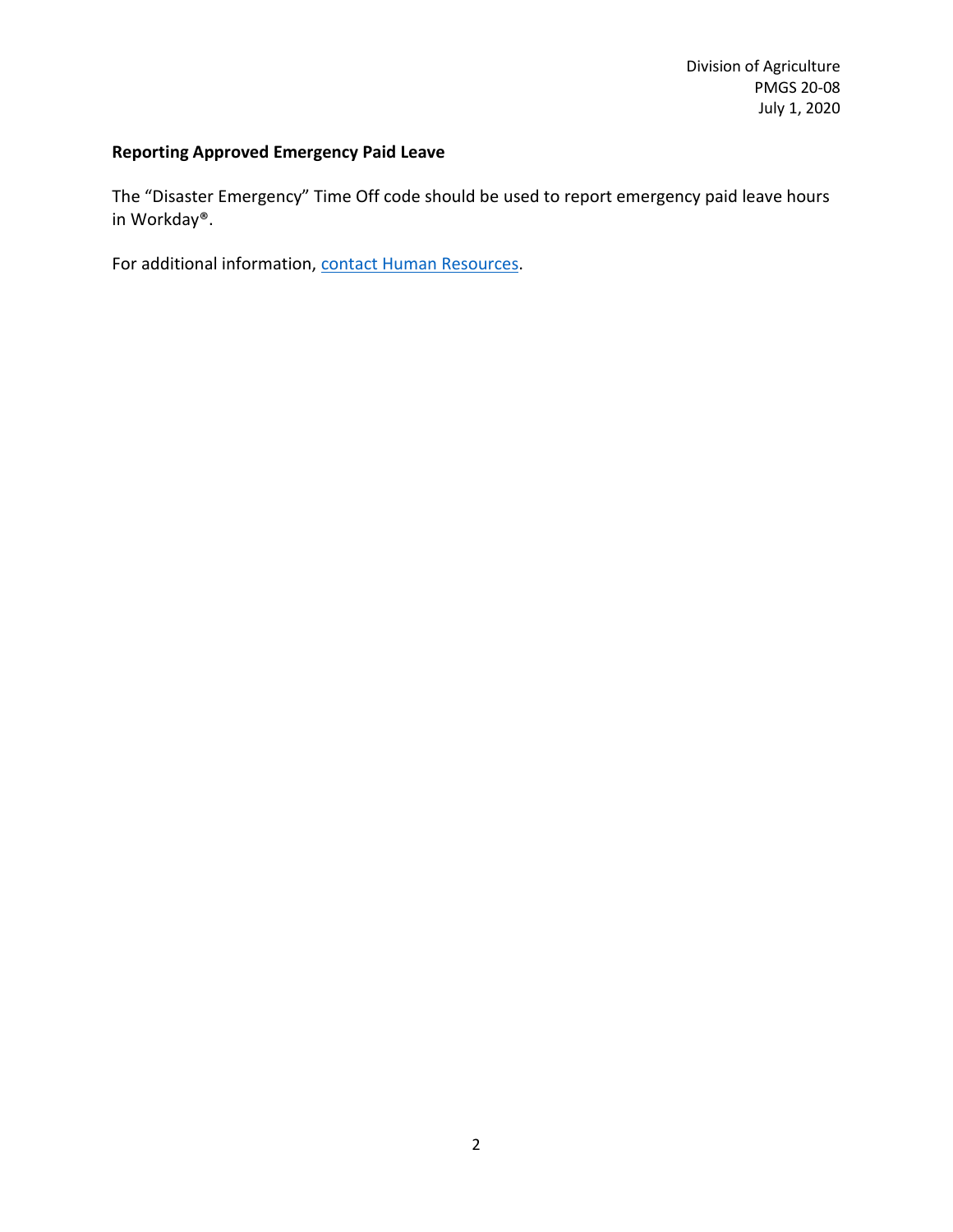### Reporting Approved Emergency Paid Leave

The "Disaster Emergency" Time Off code should be used to report emergency paid leave hours in Workday®.

For additional information, contact Human Resources.